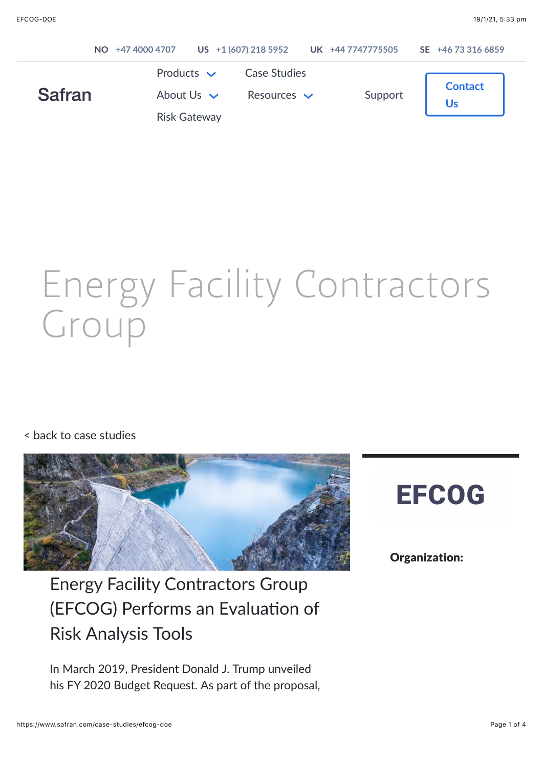NO +47 4000 4707 US +1 (607) 218 5952 UK +44 7747775505 SE +46 73 316 6859

Safran

Products · Case Studies · About Us · Resources · Support · Risk Gateway · Contact Us

# Energy Facility Contractors Group

< back to case studies

## EFCOG

**Organization:**

## Energy Facility Contractors Group (EFCOG) Performs an Evaluation of Risk Analysis Tools

In March 2019, President Donald J. Trump unveiled his FY 2020 Budget Request. As part of the proposal,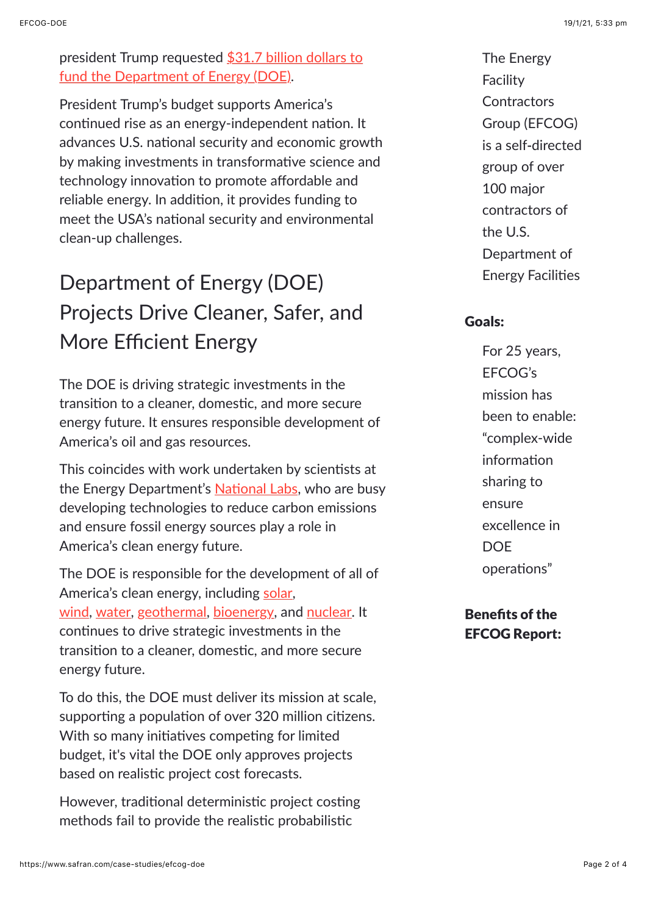president Trump requested $31.7 billion dollars to fund the Department of Energy (DOE).

President Trump's budget supports America's continued rise as an energy-independent nation. It advances U.S. national security and economic growth by making investments in transformative science and technology innovation to promote affordable and reliable energy. In addition, it provides funding to meet the USA's national security and environmental clean-up challenges.

## Department of Energy (DOE) Projects Drive Cleaner, Safer, and More Efficient Energy

The DOE is driving strategic investments in the transition to a cleaner, domestic, and more secure energy future. It ensures responsible development of America's oil and gas resources.

This coincides with work undertaken by scientists at the Energy Department's National Labs, who are busy developing technologies to reduce carbon emissions and ensure fossil energy sources play a role in America's clean energy future.

The DOE is responsible for the development of all of America's clean energy, including solar, wind, water, geothermal, bioenergy, and nuclear. It continues to drive strategic investments in the transition to a cleaner, domestic, and more secure energy future.

To do this, the DOE must deliver its mission at scale, supporting a population of over 320 million citizens. With so many initiatives competing for limited budget, it's vital the DOE only approves projects based on realistic project cost forecasts.

However, traditional deterministic project costing methods fail to provide the realistic probabilistic

The Energy Facility Contractors Group (EFCOG) is a self-directed group of over 100 major contractors of the U.S. Department of Energy Facilities

**Goals:**

For 25 years, EFCOG's mission has been to enable: "complex-wide information sharing to ensure excellence in DOE operations"

**Benefits of the EFCOG Report:**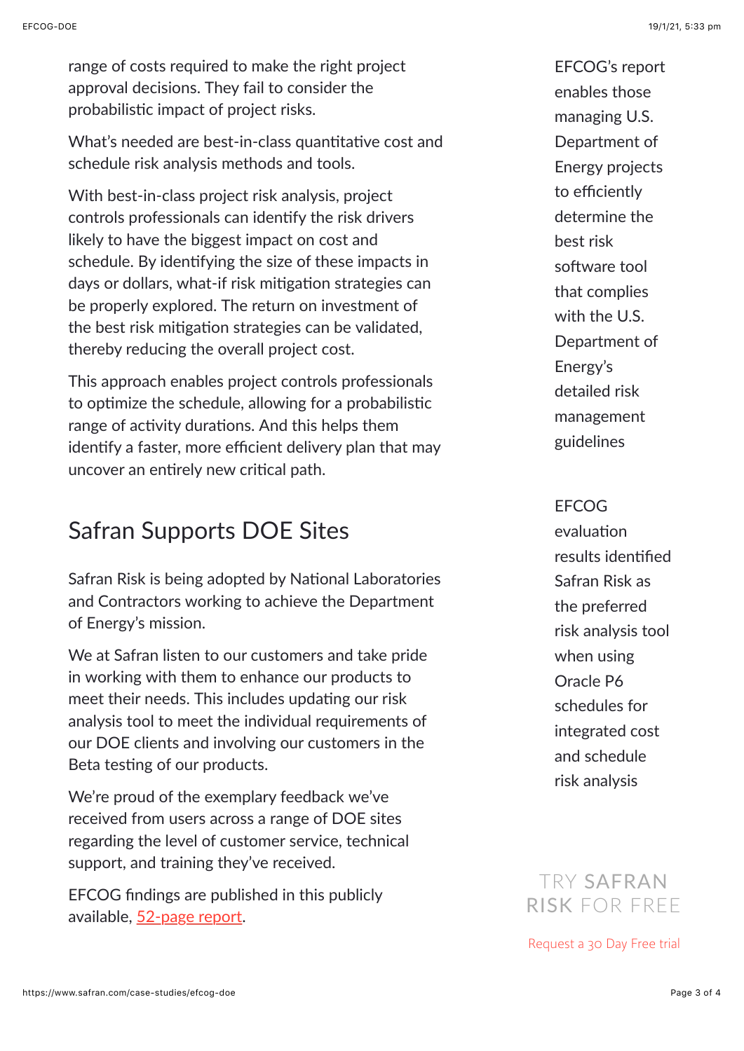range of costs required to make the right project approval decisions. They fail to consider the probabilistic impact of project risks.

What's needed are best-in-class quantitative cost and schedule risk analysis methods and tools.

With best-in-class project risk analysis, project controls professionals can identify the risk drivers likely to have the biggest impact on cost and schedule. By identifying the size of these impacts in days or dollars, what-if risk mitigation strategies can be properly explored. The return on investment of the best risk mitigation strategies can be validated, thereby reducing the overall project cost.

This approach enables project controls professionals to optimize the schedule, allowing for a probabilistic range of activity durations. And this helps them identify a faster, more efficient delivery plan that may uncover an entirely new critical path.

## Safran Supports DOE Sites

Safran Risk is being adopted by National Laboratories and Contractors working to achieve the Department of Energy's mission.

We at Safran listen to our customers and take pride in working with them to enhance our products to meet their needs. This includes updating our risk analysis tool to meet the individual requirements of our DOE clients and involving our customers in the Beta testing of our products.

We're proud of the exemplary feedback we've received from users across a range of DOE sites regarding the level of customer service, technical support, and training they've received.

EFCOG findings are published in this publicly available, [52-page report](#).

EFCOG's report enables those managing U.S. Department of Energy projects to efficiently determine the best risk software tool that complies with the U.S. Department of Energy's detailed risk management guidelines

EFCOG evaluation results identified Safran Risk as the preferred risk analysis tool when using Oracle P6 schedules for integrated cost and schedule risk analysis

TRY **SAFRAN RISK** FOR FREE

Request a 30 Day Free trial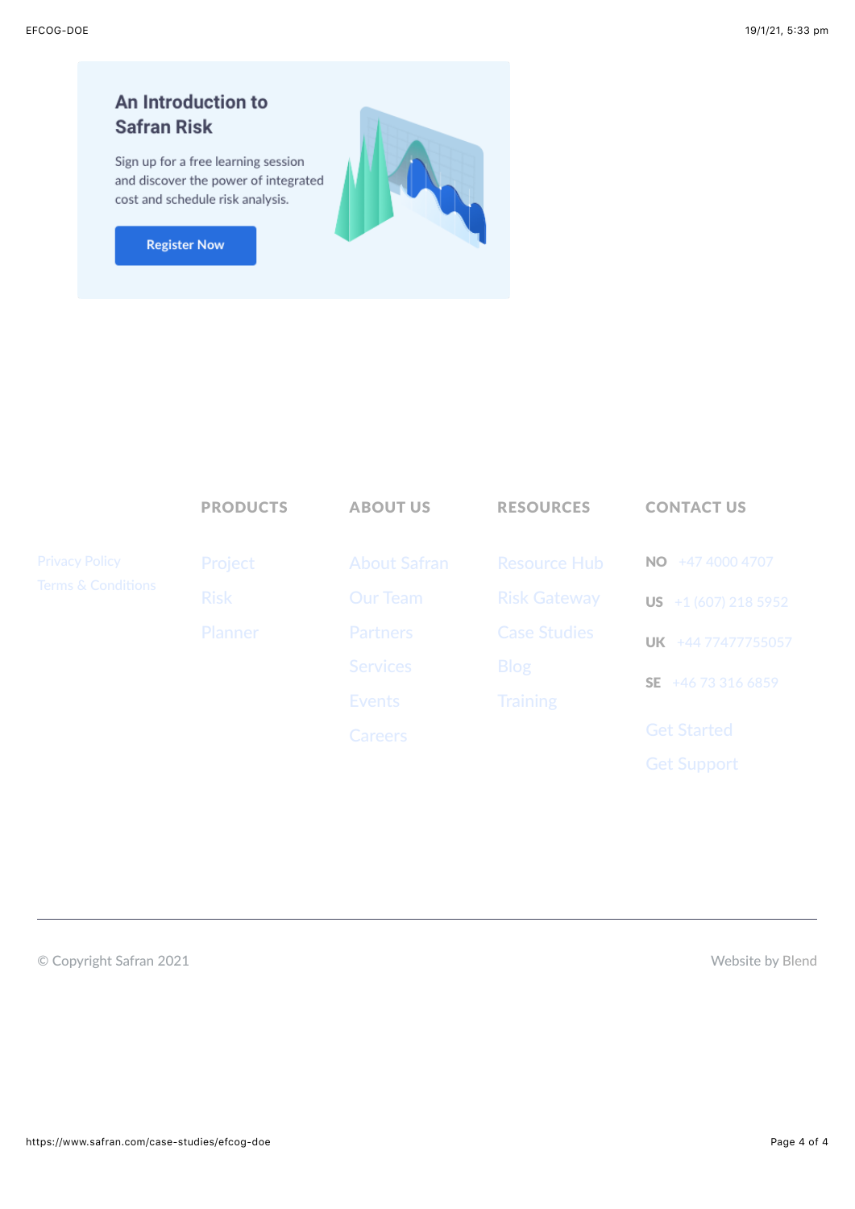## An Introduction to Safran Risk

Sign up for a free learning session and discover the power of integrated cost and schedule risk analysis.

Register Now

Privacy Policy
Terms & Conditions

**PRODUCTS**

- Project
- Risk
- Planner

**ABOUT US**

- About Safran
- Our Team
- Partners
- Services
- Events
- Careers

**RESOURCES**

- Resource Hub
- Risk Gateway
- Case Studies
- Blog
- Training

**CONTACT US**

**NO** +47 4000 4707

**US** +1 (607) 218 5952

**UK** +44 77477755057

**SE** +46 73 316 6859

Get Started

Get Support

---

© Copyright Safran 2021

Website by Blend